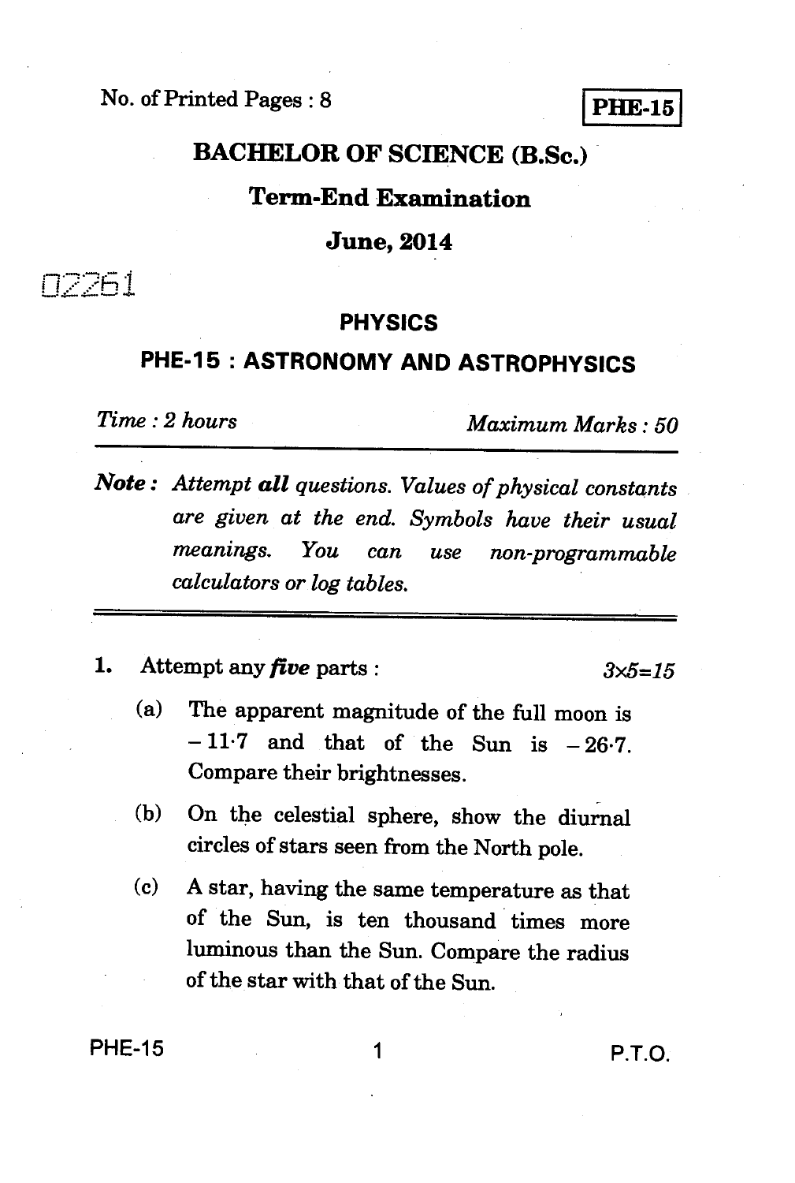No. of Printed Pages : 8

**PHE-15**

# BACHELOR OF SCIENCE (B.Sc.)

## Term-End Examination

## June, 2014

02261

## PHYSICS

## PHE-15 : ASTRONOMY AND ASTROPHYSICS

*Time : 2 hours* *Maximum Marks : 50*

***Note :*** *Attempt **all** questions. Values of physical constants are given at the end. Symbols have their usual meanings. You can use non-programmable calculators or log tables.*

---

**1.** Attempt any ***five*** parts : *3×5=15*

(a) The apparent magnitude of the full moon is $-11{\cdot}7$ and that of the Sun is $-26{\cdot}7$. Compare their brightnesses.

(b) On the celestial sphere, show the diurnal circles of stars seen from the North pole.

(c) A star, having the same temperature as that of the Sun, is ten thousand times more luminous than the Sun. Compare the radius of the star with that of the Sun.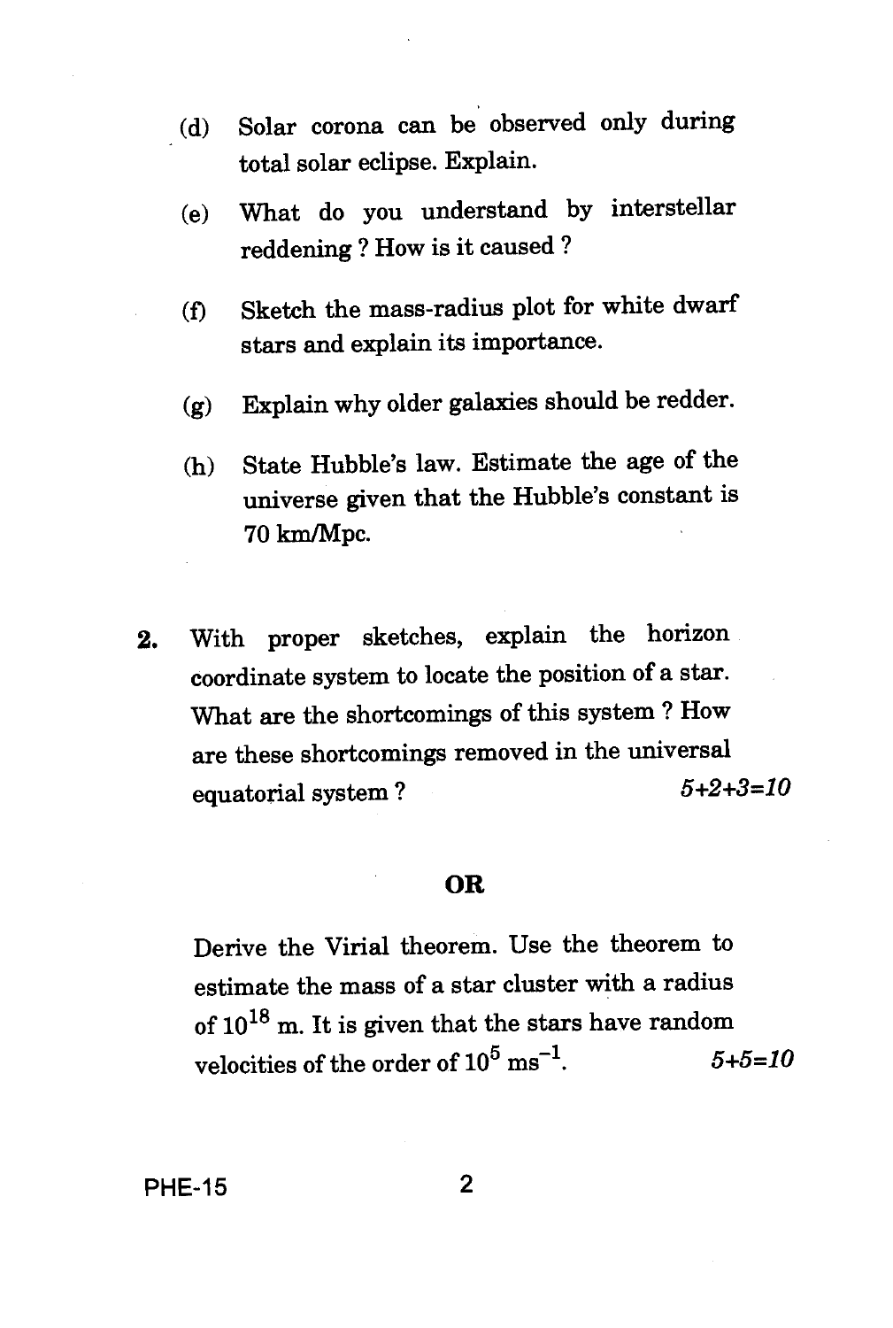(d) Solar corona can be observed only during total solar eclipse. Explain.

(e) What do you understand by interstellar reddening ? How is it caused ?

(f) Sketch the mass-radius plot for white dwarf stars and explain its importance.

(g) Explain why older galaxies should be redder.

(h) State Hubble's law. Estimate the age of the universe given that the Hubble's constant is 70 km/Mpc.

**2.** With proper sketches, explain the horizon coordinate system to locate the position of a star. What are the shortcomings of this system ? How are these shortcomings removed in the universal equatorial system ? *5+2+3=10*

**OR**

Derive the Virial theorem. Use the theorem to estimate the mass of a star cluster with a radius of $10^{18}$ m. It is given that the stars have random velocities of the order of $10^5$ $ms^{-1}$. *5+5=10*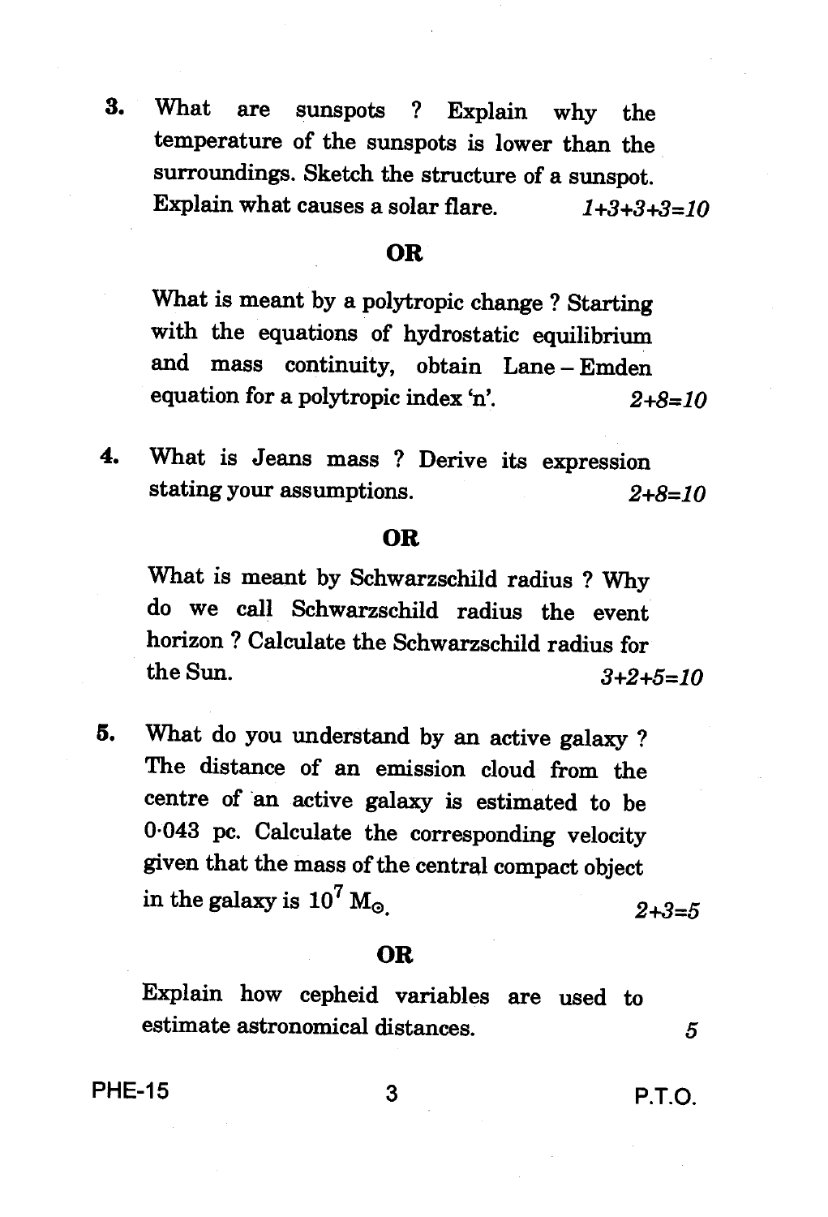3. What are sunspots ? Explain why the temperature of the sunspots is lower than the surroundings. Sketch the structure of a sunspot. Explain what causes a solar flare. *1+3+3+3=10*

**OR**

What is meant by a polytropic change ? Starting with the equations of hydrostatic equilibrium and mass continuity, obtain Lane – Emden equation for a polytropic index 'n'. *2+8=10*

4. What is Jeans mass ? Derive its expression stating your assumptions. *2+8=10*

**OR**

What is meant by Schwarzschild radius ? Why do we call Schwarzschild radius the event horizon ? Calculate the Schwarzschild radius for the Sun. *3+2+5=10*

5. What do you understand by an active galaxy ? The distance of an emission cloud from the centre of an active galaxy is estimated to be 0·043 pc. Calculate the corresponding velocity given that the mass of the central compact object in the galaxy is $10^7 M_{\odot}$. *2+3=5*

**OR**

Explain how cepheid variables are used to estimate astronomical distances. *5*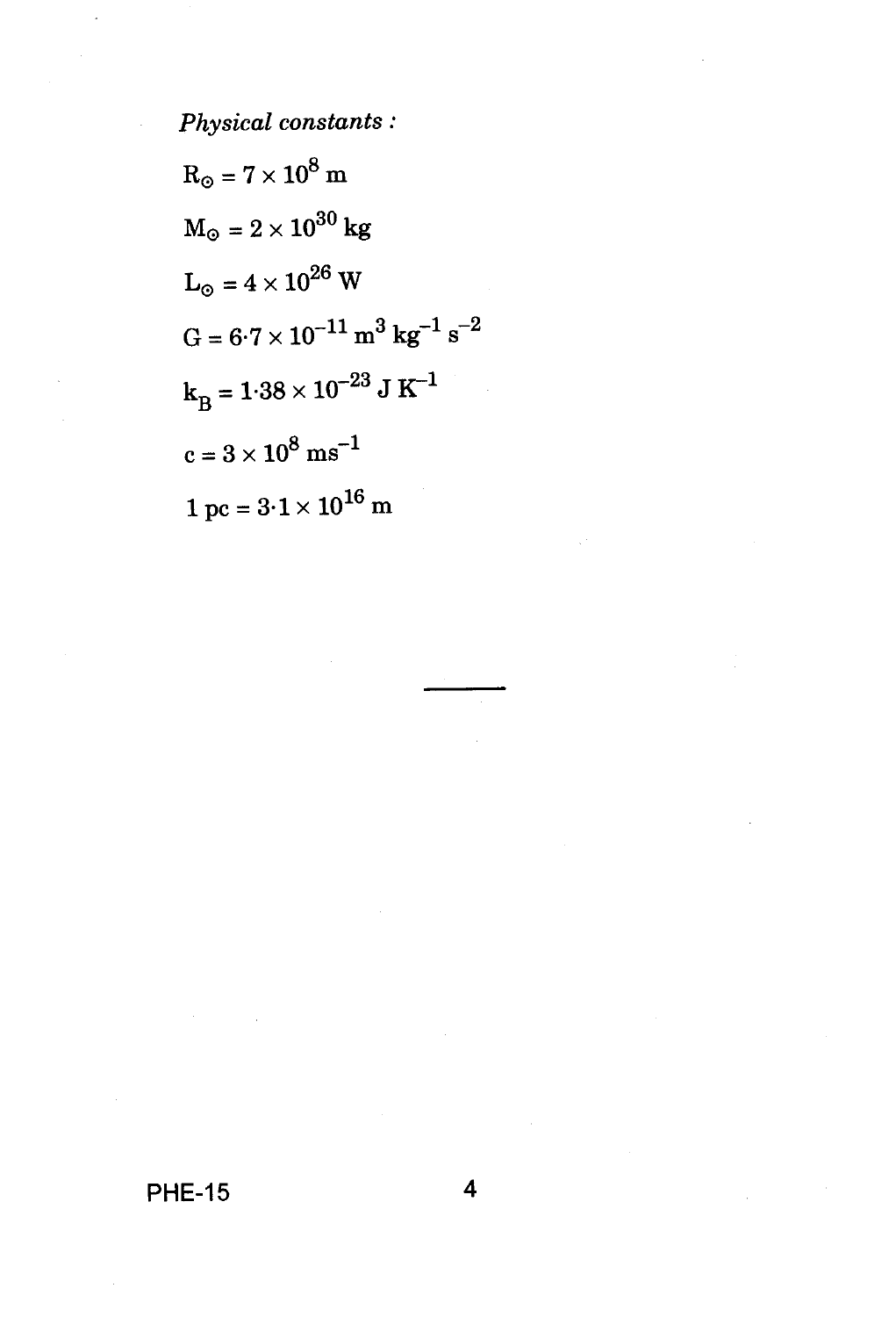*Physical constants :*

$R_{\odot} = 7 \times 10^{8}$ m

$M_{\odot} = 2 \times 10^{30}$ kg

$L_{\odot} = 4 \times 10^{26}$ W

$G = 6{\cdot}7 \times 10^{-11}$ m$^{3}$ kg$^{-1}$ s$^{-2}$

$k_B = 1{\cdot}38 \times 10^{-23}$ J K$^{-1}$

$c = 3 \times 10^{8}$ ms$^{-1}$

1 pc $= 3{\cdot}1 \times 10^{16}$ m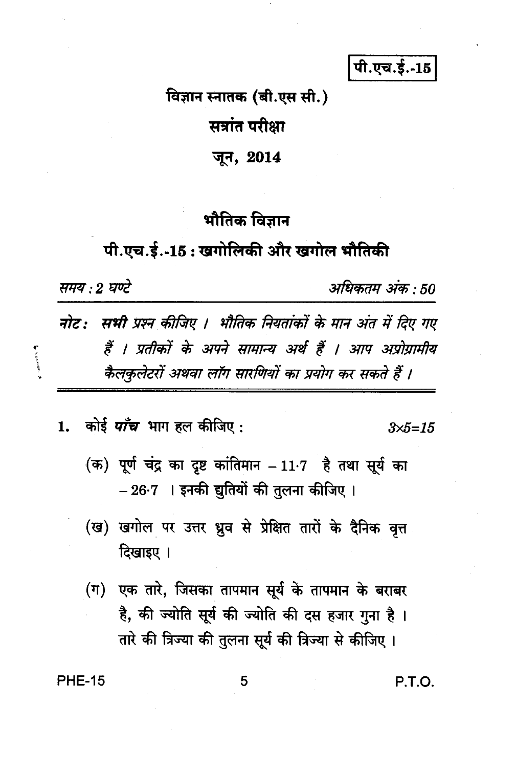पी.एच.ई.-15

विज्ञान स्नातक (बी.एस सी.)

सत्रांत परीक्षा

जून, 2014

## भौतिक विज्ञान

## पी.एच.ई.-15 : खगोलिकी और खगोल भौतिकी

*समय : 2 घण्टे* *अधिकतम अंक : 50*

***नोट :*** *सभी प्रश्न कीजिए । भौतिक नियतांकों के मान अंत में दिए गए हैं । प्रतीकों के अपने सामान्य अर्थ हैं । आप अप्रोग्रामीय कैलकुलेटरों अथवा लॉग सारणियों का प्रयोग कर सकते हैं ।*

1. कोई ***पाँच*** भाग हल कीजिए : *3×5=15*

   (क) पूर्ण चंद्र का दृष्ट कांतिमान $-11{\cdot}7$ है तथा सूर्य का $-26{\cdot}7$ । इनकी द्युतियों की तुलना कीजिए ।

   (ख) खगोल पर उत्तर ध्रुव से प्रेक्षित तारों के दैनिक वृत्त दिखाइए ।

   (ग) एक तारे, जिसका तापमान सूर्य के तापमान के बराबर है, की ज्योति सूर्य की ज्योति की दस हजार गुना है । तारे की त्रिज्या की तुलना सूर्य की त्रिज्या से कीजिए ।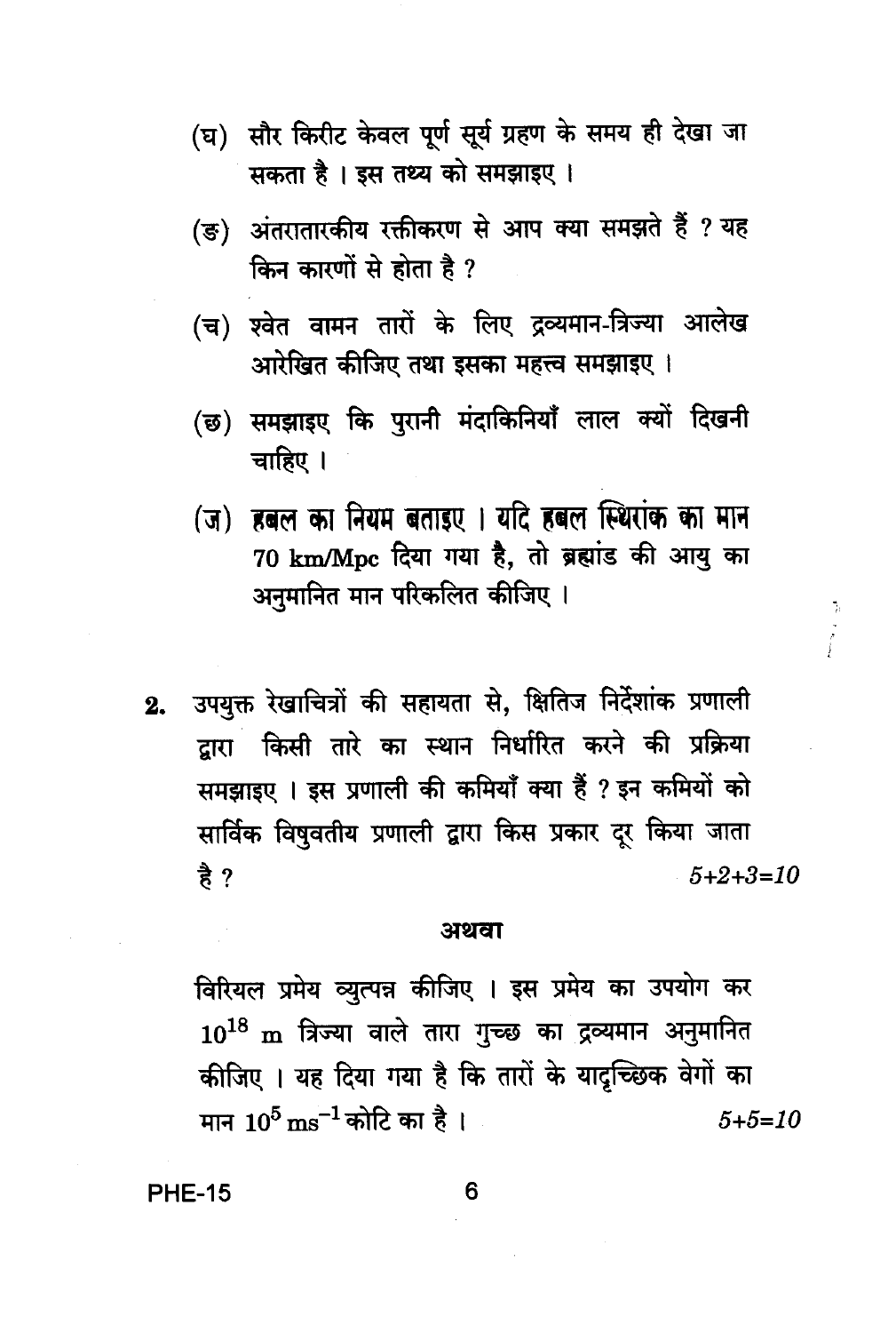(घ) सौर किरीट केवल पूर्ण सूर्य ग्रहण के समय ही देखा जा सकता है । इस तथ्य को समझाइए ।

(ङ) अंतरातारकीय रक्तीकरण से आप क्या समझते हैं ? यह किन कारणों से होता है ?

(च) श्वेत वामन तारों के लिए द्रव्यमान-त्रिज्या आलेख आरेखित कीजिए तथा इसका महत्त्व समझाइए ।

(छ) समझाइए कि पुरानी मंदाकिनियाँ लाल क्यों दिखनी चाहिए ।

(ज) हबल का नियम बताइए । यदि हबल स्थिरांक का मान 70 km/Mpc दिया गया है, तो ब्रह्मांड की आयु का अनुमानित मान परिकलित कीजिए ।

**2.** उपयुक्त रेखाचित्रों की सहायता से, क्षितिज निर्देशांक प्रणाली द्वारा किसी तारे का स्थान निर्धारित करने की प्रक्रिया समझाइए । इस प्रणाली की कमियाँ क्या हैं ? इन कमियों को सार्विक विषुवतीय प्रणाली द्वारा किस प्रकार दूर किया जाता है ? *5+2+3=10*

**अथवा**

विरियल प्रमेय व्युत्पन्न कीजिए । इस प्रमेय का उपयोग कर $10^{18}$ m त्रिज्या वाले तारा गुच्छ का द्रव्यमान अनुमानित कीजिए । यह दिया गया है कि तारों के यादृच्छिक वेगों का मान $10^5 \text{ ms}^{-1}$ कोटि का है । *5+5=10*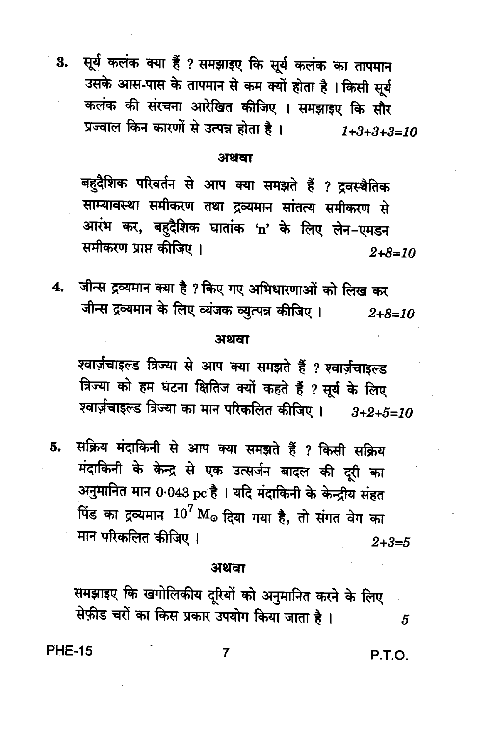3. सूर्य कलंक क्या हैं ? समझाइए कि सूर्य कलंक का तापमान उसके आस-पास के तापमान से कम क्यों होता है । किसी सूर्य कलंक की संरचना आरेखित कीजिए । समझाइए कि सौर प्रज्वाल किन कारणों से उत्पन्न होता है । *1+3+3+3=10*

**अथवा**

बहुदैशिक परिवर्तन से आप क्या समझते हैं ? द्रवस्थैतिक साम्यावस्था समीकरण तथा द्रव्यमान सांतत्य समीकरण से आरंभ कर, बहुदैशिक घातांक 'n' के लिए लेन-एमडन समीकरण प्राप्त कीजिए । *2+8=10*

4. जीन्स द्रव्यमान क्या है ? किए गए अभिधारणाओं को लिख कर जीन्स द्रव्यमान के लिए व्यंजक व्युत्पन्न कीजिए । *2+8=10*

**अथवा**

श्वार्ज़चाइल्ड त्रिज्या से आप क्या समझते हैं ? श्वार्ज़चाइल्ड त्रिज्या को हम घटना क्षितिज क्यों कहते हैं ? सूर्य के लिए श्वार्ज़चाइल्ड त्रिज्या का मान परिकलित कीजिए । *3+2+5=10*

5. सक्रिय मंदाकिनी से आप क्या समझते हैं ? किसी सक्रिय मंदाकिनी के केन्द्र से एक उत्सर्जन बादल की दूरी का अनुमानित मान 0·043 pc है । यदि मंदाकिनी के केन्द्रीय संहत पिंड का द्रव्यमान $10^7 \, M_\odot$ दिया गया है, तो संगत वेग का मान परिकलित कीजिए । *2+3=5*

**अथवा**

समझाइए कि खगोलिकीय दूरियों को अनुमानित करने के लिए सेफ़ीड चरों का किस प्रकार उपयोग किया जाता है । *5*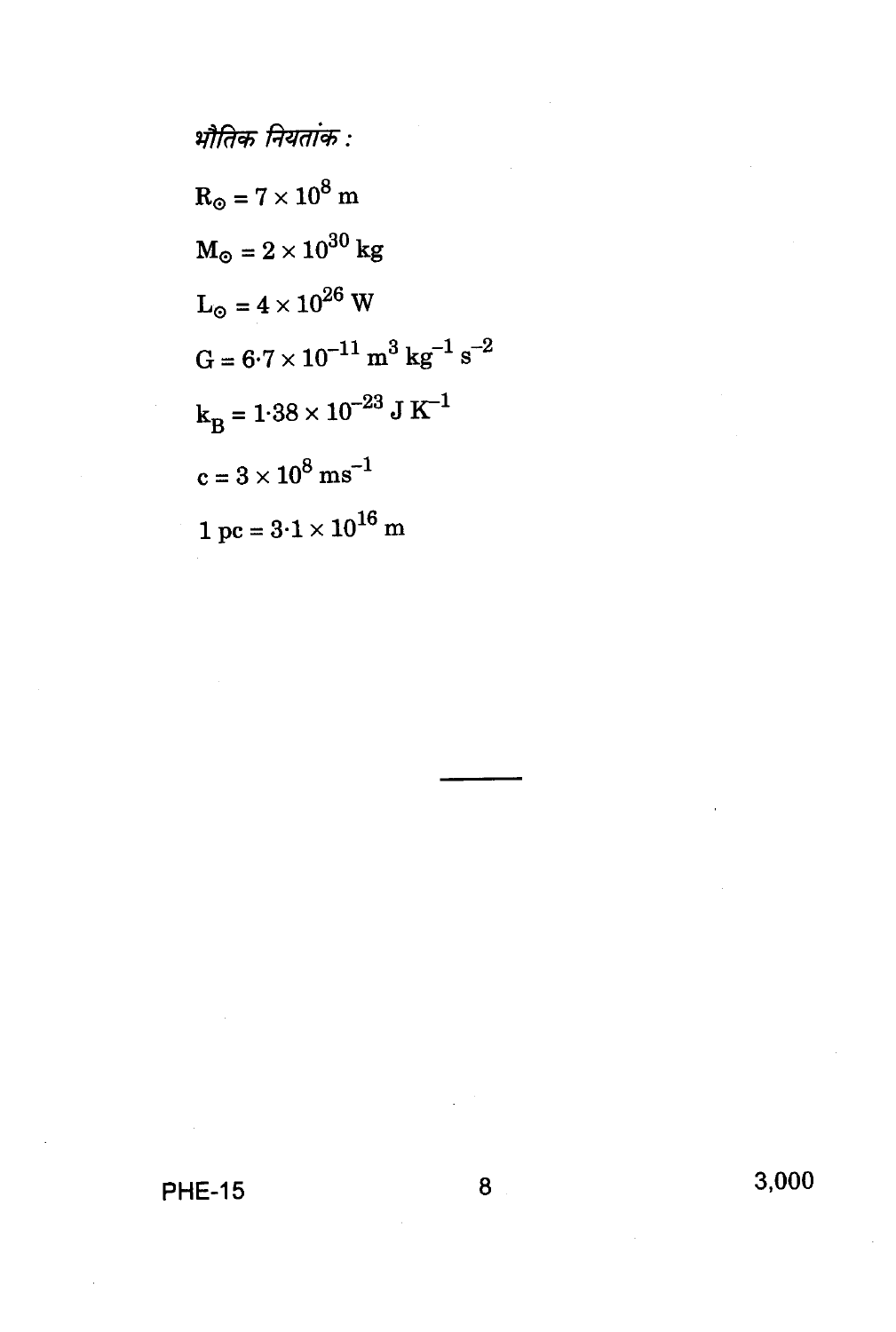*भौतिक नियतांक :*

$R_{\odot} = 7 \times 10^{8}$ m

$M_{\odot} = 2 \times 10^{30}$ kg

$L_{\odot} = 4 \times 10^{26}$ W

$G = 6{\cdot}7 \times 10^{-11}$ m$^{3}$ kg$^{-1}$ s$^{-2}$

$k_B = 1{\cdot}38 \times 10^{-23}$ J K$^{-1}$

$c = 3 \times 10^{8}$ ms$^{-1}$

1 pc $= 3{\cdot}1 \times 10^{16}$ m

---

PHE-15

3,000